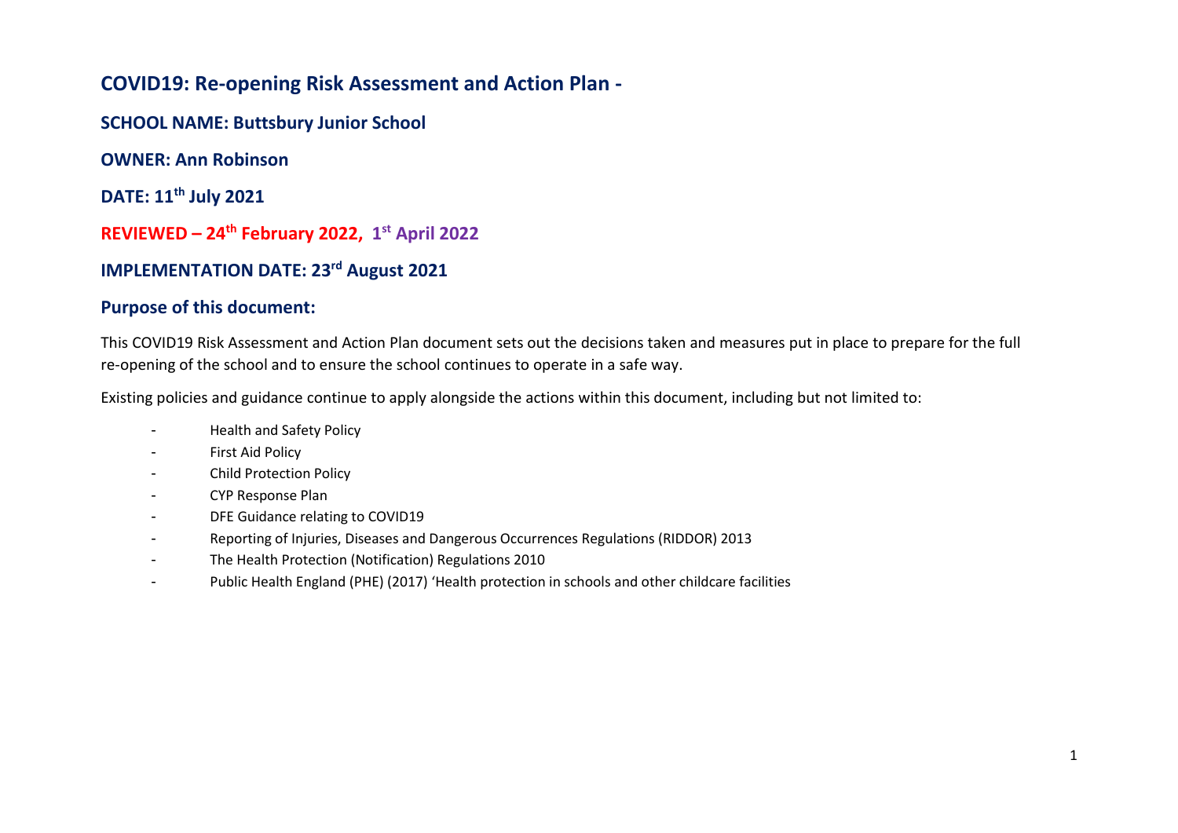## COVID19: Re-opening Risk Assessment and Action Plan -

**SCHOOL NAME: Buttsbury Junior School**

**OWNER: Ann Robinson**

**DATE: 11th July 2021**

**REVIEWED – 24th February 2022, 1st April 2022**

**IMPLEMENTATION DATE: 23rd August 2021**

## Purpose of this document:

This COVID19 Risk Assessment and Action Plan document sets out the decisions taken and measures put in place to prepare for the full re-opening of the school and to ensure the school continues to operate in a safe way.

Existing policies and guidance continue to apply alongside the actions within this document, including but not limited to:

- Health and Safety Policy
- First Aid Policy
- Child Protection Policy
- CYP Response Plan
- DFE Guidance relating to COVID19
- Reporting of Injuries, Diseases and Dangerous Occurrences Regulations (RIDDOR) 2013
- The Health Protection (Notification) Regulations 2010
- Public Health England (PHE) (2017) 'Health protection in schools and other childcare facilities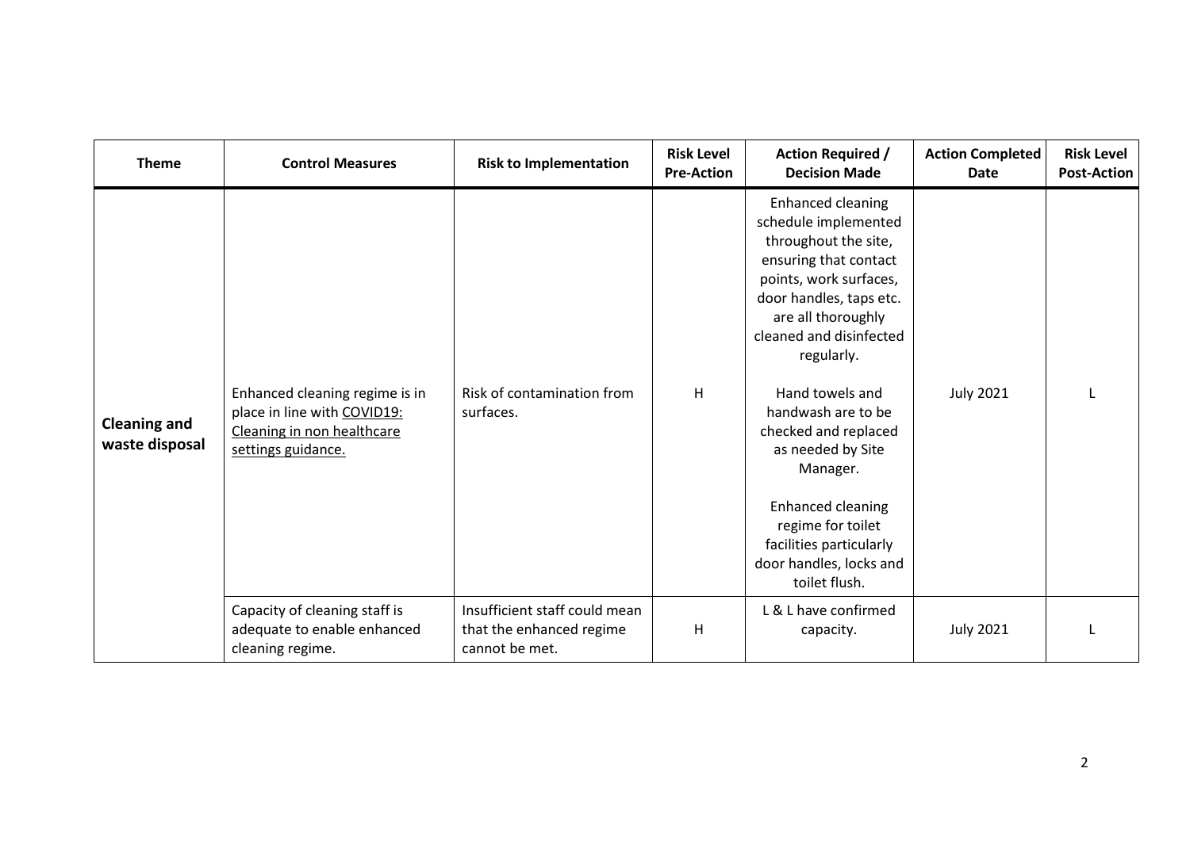| Theme | Control Measures | Risk to Implementation | Risk Level Pre-Action | Action Required / Decision Made | Action Completed Date | Risk Level Post-Action |
|---|---|---|---|---|---|---|
| **Cleaning and waste disposal** | Enhanced cleaning regime is in place in line with COVID19: Cleaning in non healthcare settings guidance. | Risk of contamination from surfaces. | H | Enhanced cleaning schedule implemented throughout the site, ensuring that contact points, work surfaces, door handles, taps etc. are all thoroughly cleaned and disinfected regularly.<br><br>Hand towels and handwash are to be checked and replaced as needed by Site Manager.<br><br>Enhanced cleaning regime for toilet facilities particularly door handles, locks and toilet flush. | July 2021 | L |
| | Capacity of cleaning staff is adequate to enable enhanced cleaning regime. | Insufficient staff could mean that the enhanced regime cannot be met. | H | L & L have confirmed capacity. | July 2021 | L |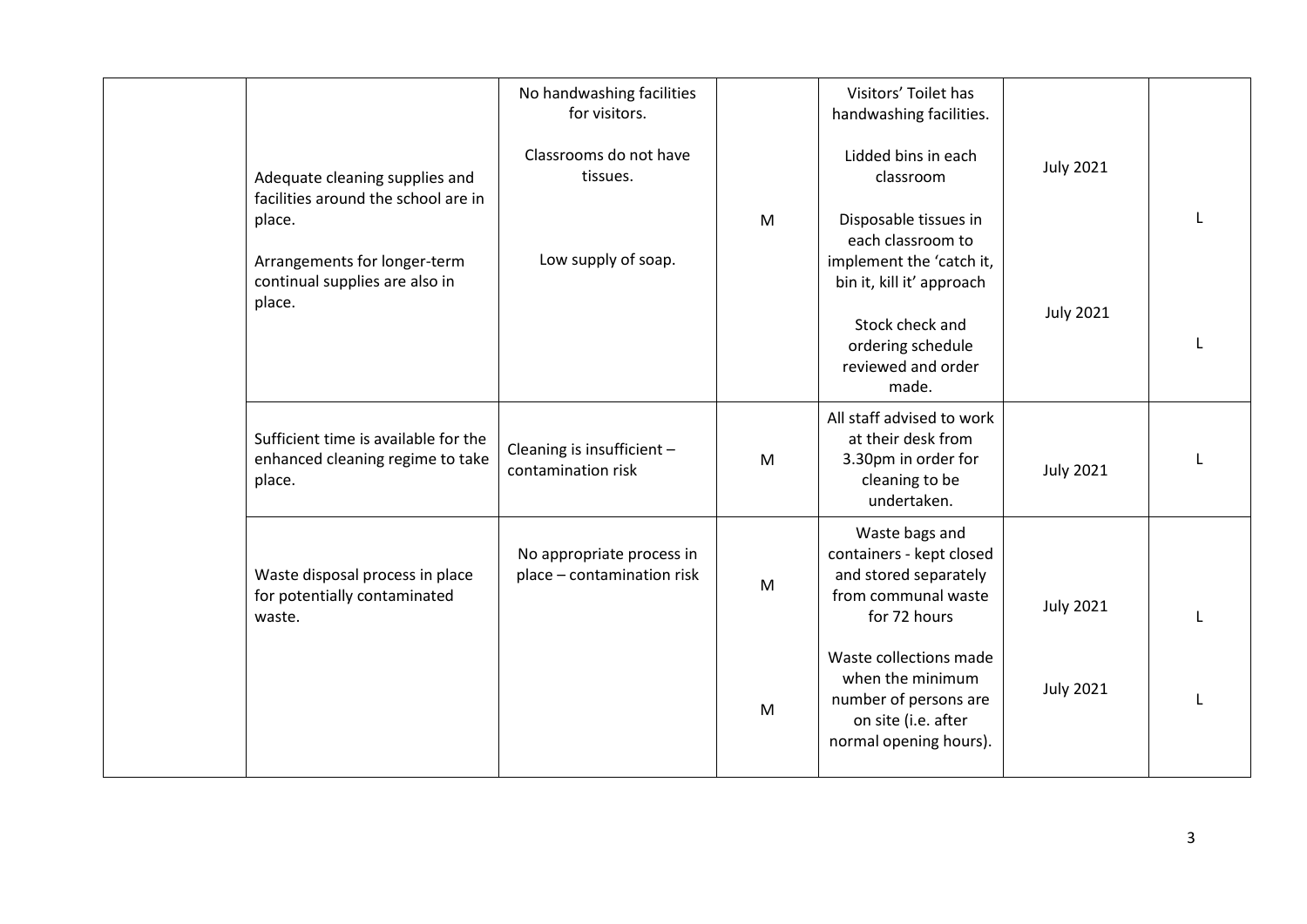| | | | | | | |
|---|---|---|---|---|---|---|
| | Adequate cleaning supplies and facilities around the school are in place.<br><br>Arrangements for longer-term continual supplies are also in place. | No handwashing facilities for visitors.<br><br>Classrooms do not have tissues.<br><br>Low supply of soap. | M | Visitors' Toilet has handwashing facilities.<br><br>Lidded bins in each classroom<br><br>Disposable tissues in each classroom to implement the 'catch it, bin it, kill it' approach<br><br>Stock check and ordering schedule reviewed and order made. | July 2021<br><br>July 2021 | L<br><br>L |
| | Sufficient time is available for the enhanced cleaning regime to take place. | Cleaning is insufficient – contamination risk | M | All staff advised to work at their desk from 3.30pm in order for cleaning to be undertaken. | July 2021 | L |
| | Waste disposal process in place for potentially contaminated waste. | No appropriate process in place – contamination risk | M<br><br>M | Waste bags and containers - kept closed and stored separately from communal waste for 72 hours<br><br>Waste collections made when the minimum number of persons are on site (i.e. after normal opening hours). | July 2021<br><br>July 2021 | L<br><br>L |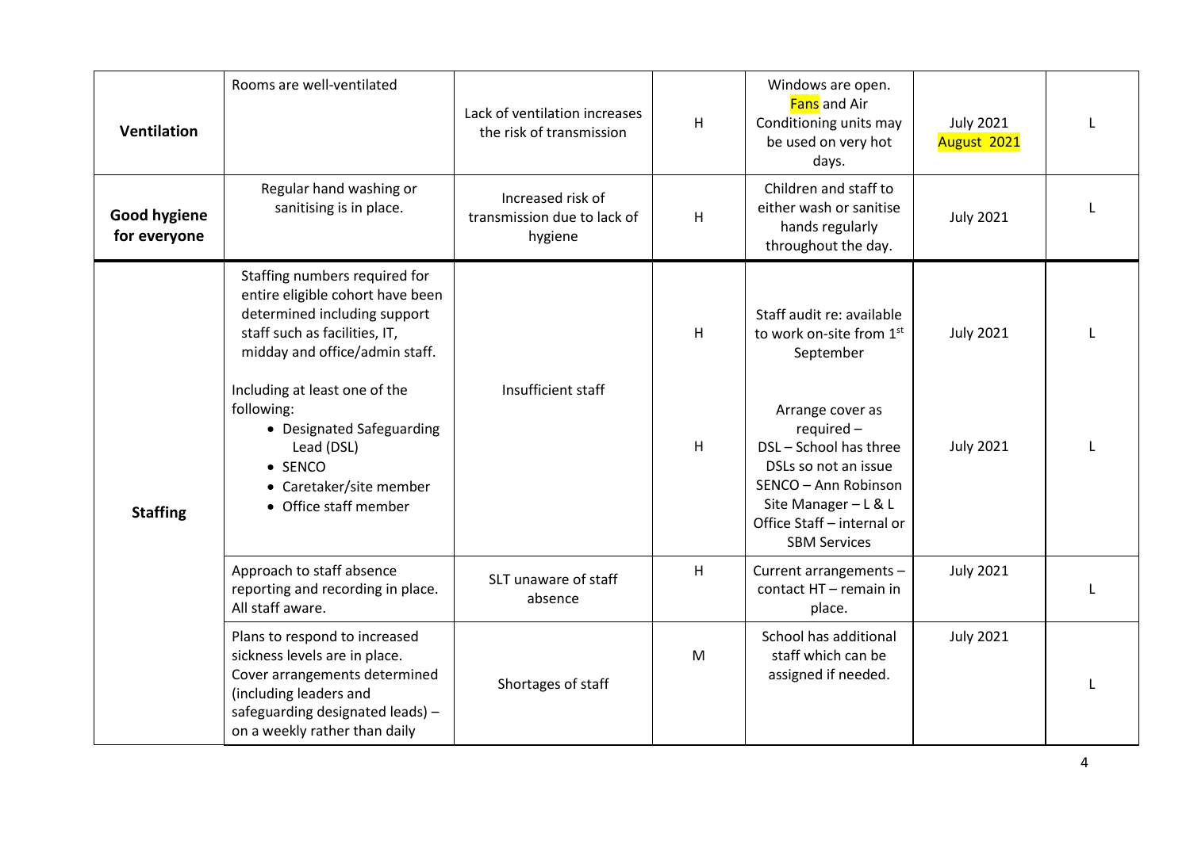| | | | | | | |
|---|---|---|---|---|---|---|
| **Ventilation** | Rooms are well-ventilated | Lack of ventilation increases the risk of transmission | H | Windows are open. Fans and Air Conditioning units may be used on very hot days. | July 2021<br>August 2021 | L |
| **Good hygiene for everyone** | Regular hand washing or sanitising is in place. | Increased risk of transmission due to lack of hygiene | H | Children and staff to either wash or sanitise hands regularly throughout the day. | July 2021 | L |
| **Staffing** | Staffing numbers required for entire eligible cohort have been determined including support staff such as facilities, IT, midday and office/admin staff.<br><br>Including at least one of the following:<br>• Designated Safeguarding Lead (DSL)<br>• SENCO<br>• Caretaker/site member<br>• Office staff member | Insufficient staff | H<br><br>H | Staff audit re: available to work on-site from 1st September<br><br>Arrange cover as required – DSL – School has three DSLs so not an issue SENCO – Ann Robinson Site Manager – L & L Office Staff – internal or SBM Services | July 2021<br><br>July 2021 | L<br><br>L |
| | Approach to staff absence reporting and recording in place. All staff aware. | SLT unaware of staff absence | H | Current arrangements – contact HT – remain in place. | July 2021 | L |
| | Plans to respond to increased sickness levels are in place. Cover arrangements determined (including leaders and safeguarding designated leads) – on a weekly rather than daily | Shortages of staff | M | School has additional staff which can be assigned if needed. | July 2021 | L |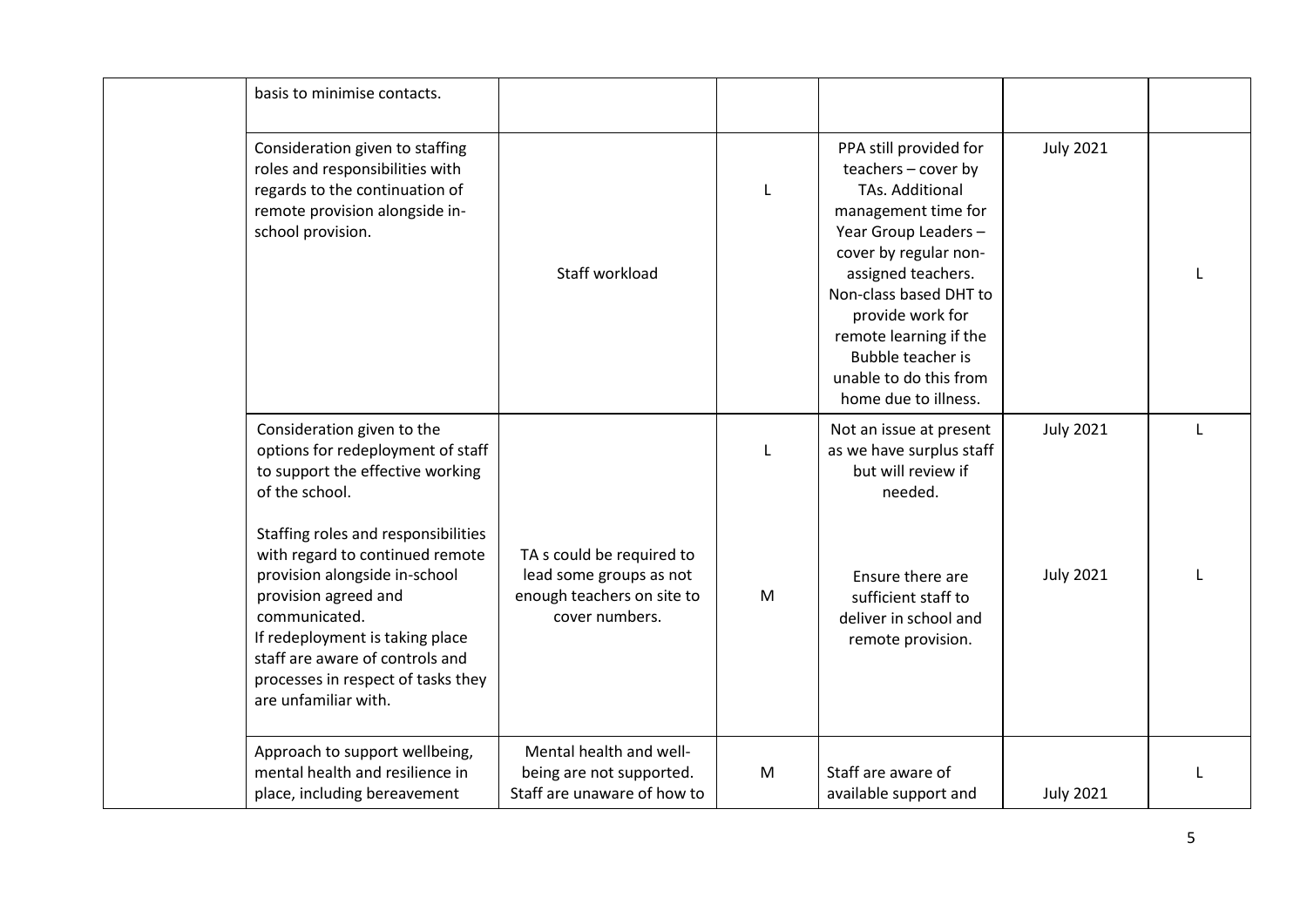|  |  |  |  |  |  |  |
|---|---|---|---|---|---|---|
|  | basis to minimise contacts. |  |  |  |  |  |
|  | Consideration given to staffing roles and responsibilities with regards to the continuation of remote provision alongside in-school provision. | Staff workload | L | PPA still provided for teachers – cover by TAs. Additional management time for Year Group Leaders – cover by regular non-assigned teachers. Non-class based DHT to provide work for remote learning if the Bubble teacher is unable to do this from home due to illness. | July 2021 | L |
|  | Consideration given to the options for redeployment of staff to support the effective working of the school. |  | L | Not an issue at present as we have surplus staff but will review if needed. | July 2021 | L |
|  | Staffing roles and responsibilities with regard to continued remote provision alongside in-school provision agreed and communicated.<br>If redeployment is taking place staff are aware of controls and processes in respect of tasks they are unfamiliar with. | TA s could be required to lead some groups as not enough teachers on site to cover numbers. | M | Ensure there are sufficient staff to deliver in school and remote provision. | July 2021 | L |
|  | Approach to support wellbeing, mental health and resilience in place, including bereavement | Mental health and well-being are not supported. Staff are unaware of how to | M | Staff are aware of available support and | July 2021 | L |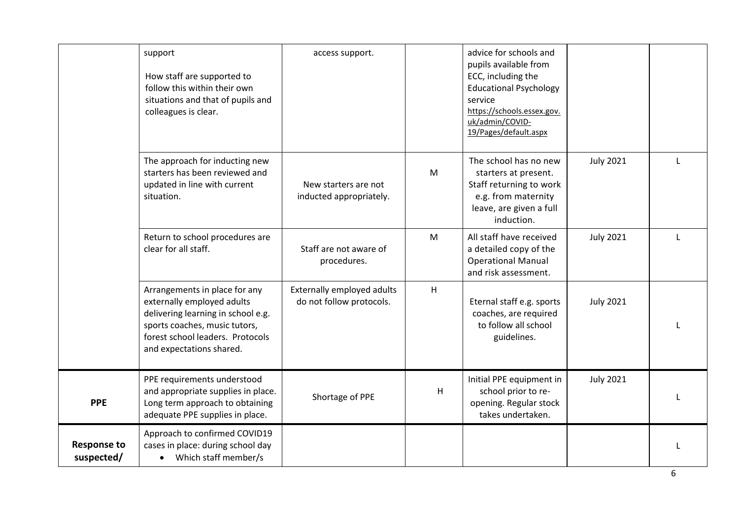| | | | | | | |
|---|---|---|---|---|---|---|
| | support<br><br>How staff are supported to follow this within their own situations and that of pupils and colleagues is clear. | access support. | | advice for schools and pupils available from ECC, including the Educational Psychology service https://schools.essex.gov.uk/admin/COVID-19/Pages/default.aspx | | |
| | The approach for inducting new starters has been reviewed and updated in line with current situation. | New starters are not inducted appropriately. | M | The school has no new starters at present. Staff returning to work e.g. from maternity leave, are given a full induction. | July 2021 | L |
| | Return to school procedures are clear for all staff. | Staff are not aware of procedures. | M | All staff have received a detailed copy of the Operational Manual and risk assessment. | July 2021 | L |
| | Arrangements in place for any externally employed adults delivering learning in school e.g. sports coaches, music tutors, forest school leaders. Protocols and expectations shared. | Externally employed adults do not follow protocols. | H | Eternal staff e.g. sports coaches, are required to follow all school guidelines. | July 2021 | L |
| **PPE** | PPE requirements understood and appropriate supplies in place. Long term approach to obtaining adequate PPE supplies in place. | Shortage of PPE | H | Initial PPE equipment in school prior to re-opening. Regular stock takes undertaken. | July 2021 | L |
| **Response to suspected/** | Approach to confirmed COVID19 cases in place: during school day<br>• Which staff member/s | | | | | L |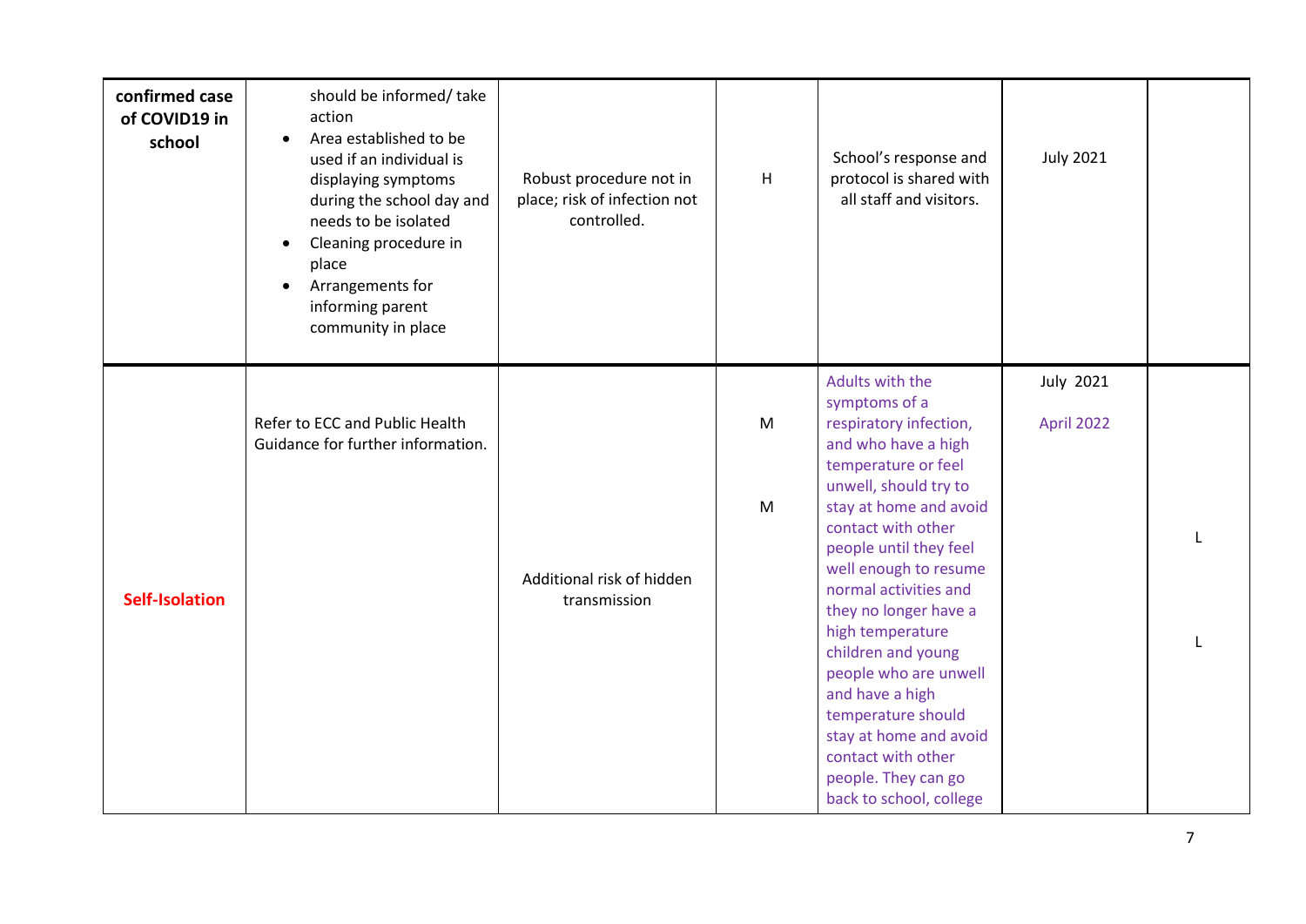| **confirmed case of COVID19 in school** | should be informed/ take action<br>• Area established to be used if an individual is displaying symptoms during the school day and needs to be isolated<br>• Cleaning procedure in place<br>• Arrangements for informing parent community in place | Robust procedure not in place; risk of infection not controlled. | H | School's response and protocol is shared with all staff and visitors. | July 2021 | |
|---|---|---|---|---|---|---|
| **Self-Isolation** | Refer to ECC and Public Health Guidance for further information. | Additional risk of hidden transmission | M<br><br>M | Adults with the symptoms of a respiratory infection, and who have a high temperature or feel unwell, should try to stay at home and avoid contact with other people until they feel well enough to resume normal activities and they no longer have a high temperature children and young people who are unwell and have a high temperature should stay at home and avoid contact with other people. They can go back to school, college | July 2021<br><br>April 2022 | L<br><br>L |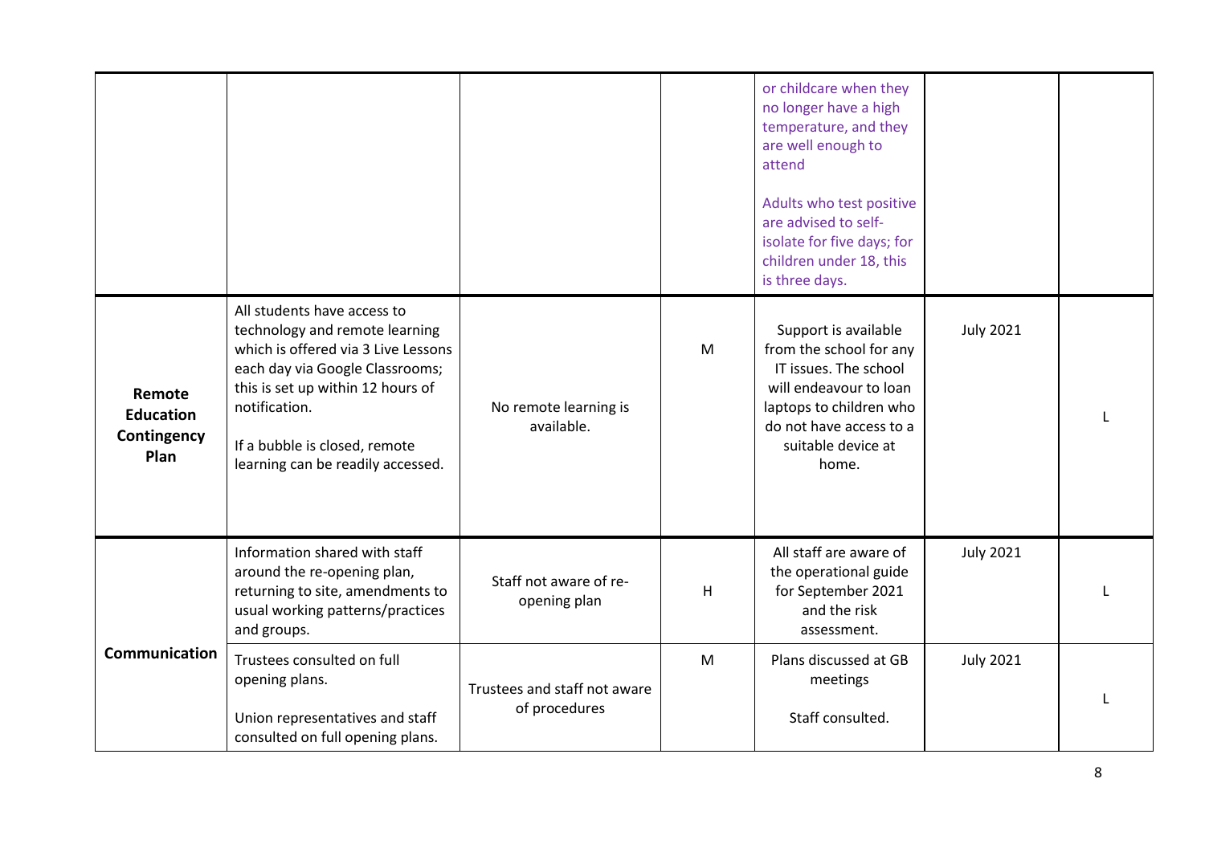| | | | | | | |
|---|---|---|---|---|---|---|
| | | | | or childcare when they no longer have a high temperature, and they are well enough to attend<br><br>Adults who test positive are advised to self-isolate for five days; for children under 18, this is three days. | | |
| **Remote Education Contingency Plan** | All students have access to technology and remote learning which is offered via 3 Live Lessons each day via Google Classrooms; this is set up within 12 hours of notification.<br><br>If a bubble is closed, remote learning can be readily accessed. | No remote learning is available. | M | Support is available from the school for any IT issues. The school will endeavour to loan laptops to children who do not have access to a suitable device at home. | July 2021 | L |
| **Communication** | Information shared with staff around the re-opening plan, returning to site, amendments to usual working patterns/practices and groups. | Staff not aware of re-opening plan | H | All staff are aware of the operational guide for September 2021 and the risk assessment. | July 2021 | L |
| | Trustees consulted on full opening plans.<br><br>Union representatives and staff consulted on full opening plans. | Trustees and staff not aware of procedures | M | Plans discussed at GB meetings<br><br>Staff consulted. | July 2021 | L |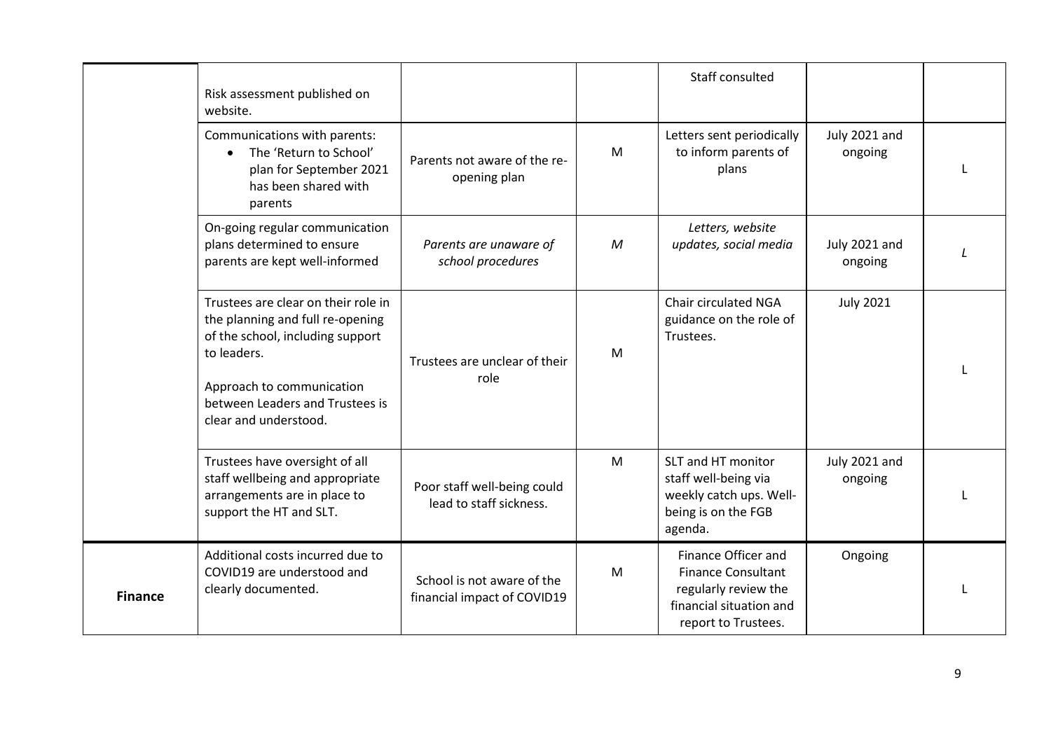| | | | | | | |
|---|---|---|---|---|---|---|
| | Risk assessment published on website. | | | Staff consulted | | |
| | Communications with parents:<br>• The 'Return to School' plan for September 2021 has been shared with parents | Parents not aware of the re-opening plan | M | Letters sent periodically to inform parents of plans | July 2021 and ongoing | L |
| | On-going regular communication plans determined to ensure parents are kept well-informed | *Parents are unaware of school procedures* | *M* | *Letters, website updates, social media* | July 2021 and ongoing | *L* |
| | Trustees are clear on their role in the planning and full re-opening of the school, including support to leaders.<br><br>Approach to communication between Leaders and Trustees is clear and understood. | Trustees are unclear of their role | M | Chair circulated NGA guidance on the role of Trustees. | July 2021 | L |
| | Trustees have oversight of all staff wellbeing and appropriate arrangements are in place to support the HT and SLT. | Poor staff well-being could lead to staff sickness. | M | SLT and HT monitor staff well-being via weekly catch ups. Well-being is on the FGB agenda. | July 2021 and ongoing | L |
| **Finance** | Additional costs incurred due to COVID19 are understood and clearly documented. | School is not aware of the financial impact of COVID19 | M | Finance Officer and Finance Consultant regularly review the financial situation and report to Trustees. | Ongoing | L |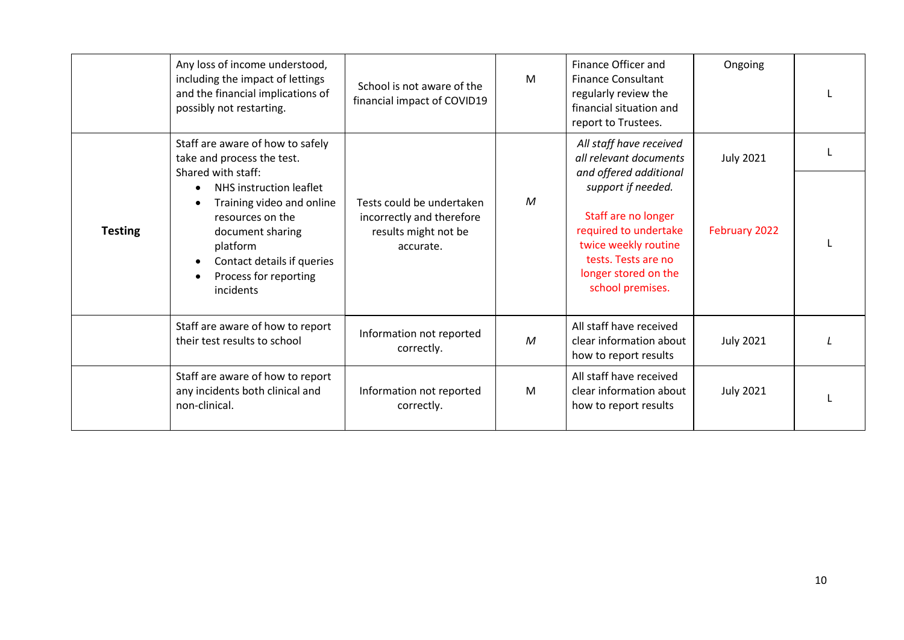| | | | | | | |
|---|---|---|---|---|---|---|
| | Any loss of income understood, including the impact of lettings and the financial implications of possibly not restarting. | School is not aware of the financial impact of COVID19 | M | Finance Officer and Finance Consultant regularly review the financial situation and report to Trustees. | Ongoing | L |
| **Testing** | Staff are aware of how to safely take and process the test. Shared with staff: <br>• NHS instruction leaflet <br>• Training video and online resources on the document sharing platform <br>• Contact details if queries <br>• Process for reporting incidents | Tests could be undertaken incorrectly and therefore results might not be accurate. | *M* | *All staff have received all relevant documents and offered additional support if needed.* | July 2021 | L |
| | | | | Staff are no longer required to undertake twice weekly routine tests. Tests are no longer stored on the school premises. | February 2022 | L |
| | Staff are aware of how to report their test results to school | Information not reported correctly. | *M* | All staff have received clear information about how to report results | July 2021 | *L* |
| | Staff are aware of how to report any incidents both clinical and non-clinical. | Information not reported correctly. | M | All staff have received clear information about how to report results | July 2021 | L |